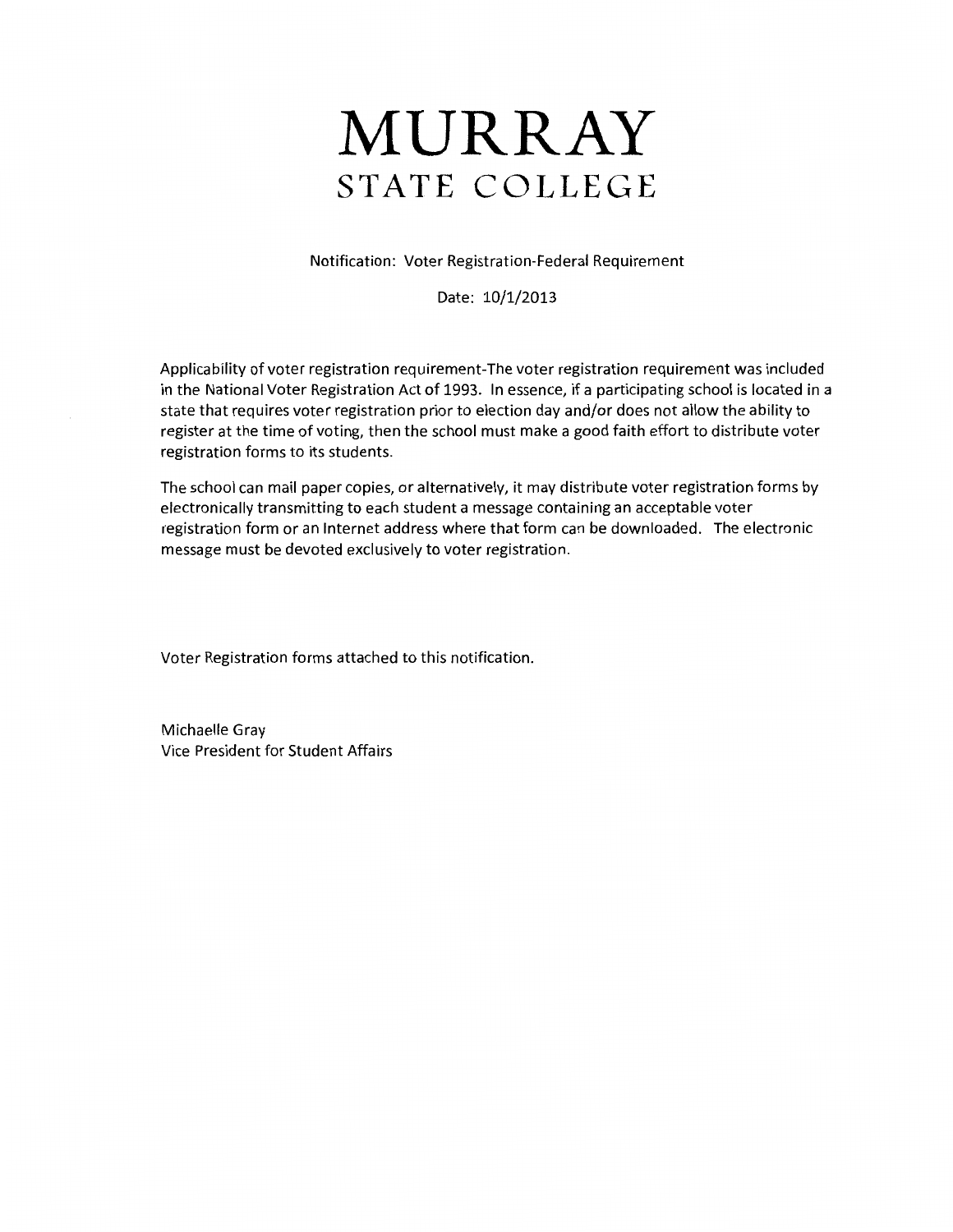# MURRAY
## STATE COLLEGE

Notification: Voter Registration-Federal Requirement

Date: 10/1/2013

Applicability of voter registration requirement-The voter registration requirement was included in the National Voter Registration Act of 1993. In essence, if a participating school is located in a state that requires voter registration prior to election day and/or does not allow the ability to register at the time of voting, then the school must make a good faith effort to distribute voter registration forms to its students.

The school can mail paper copies, or alternatively, it may distribute voter registration forms by electronically transmitting to each student a message containing an acceptable voter registration form or an Internet address where that form can be downloaded. The electronic message must be devoted exclusively to voter registration.

Voter Registration forms attached to this notification.

Michaelle Gray
Vice President for Student Affairs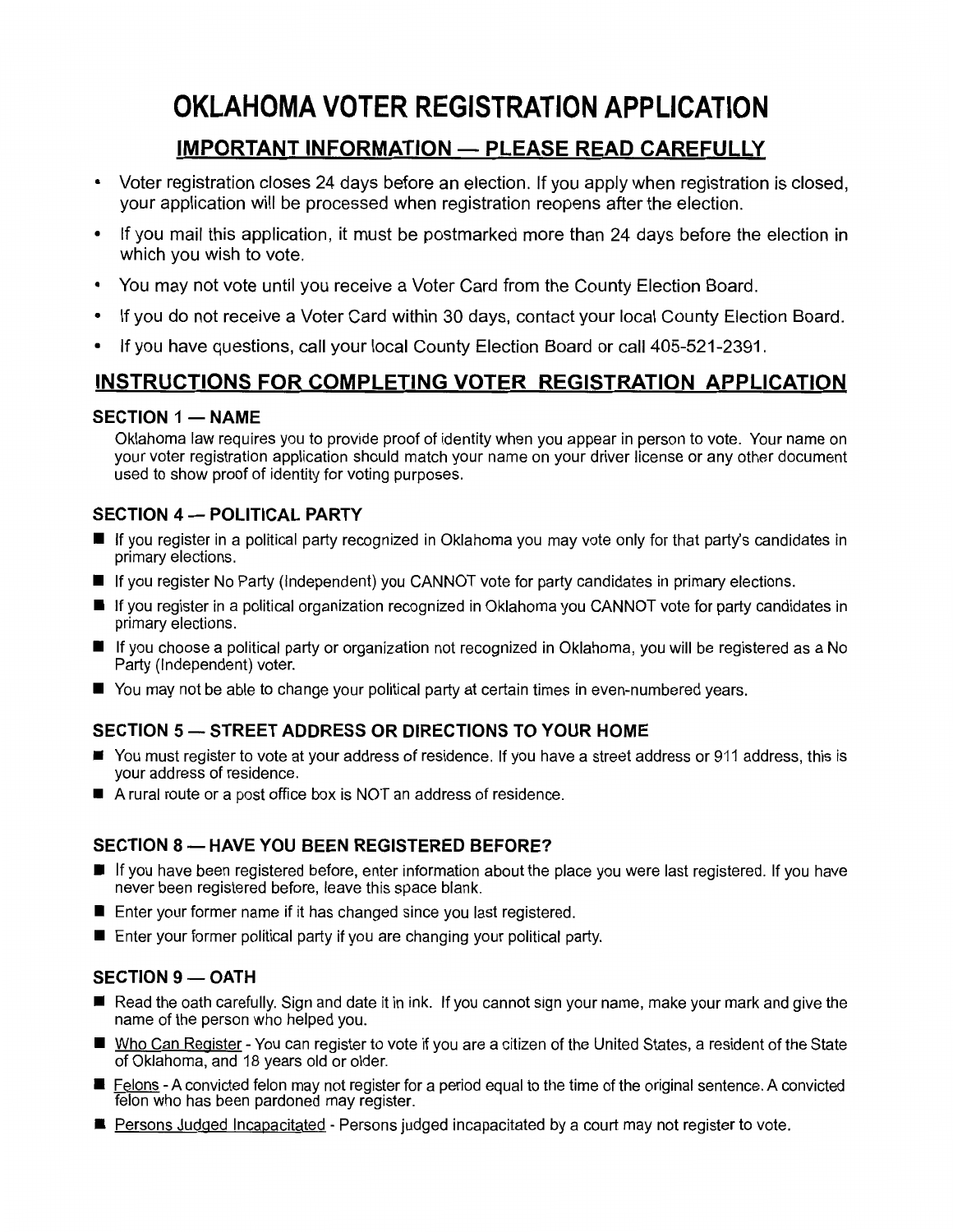# OKLAHOMA VOTER REGISTRATION APPLICATION

## IMPORTANT INFORMATION — PLEASE READ CAREFULLY

- Voter registration closes 24 days before an election. If you apply when registration is closed, your application will be processed when registration reopens after the election.
- If you mail this application, it must be postmarked more than 24 days before the election in which you wish to vote.
- You may not vote until you receive a Voter Card from the County Election Board.
- If you do not receive a Voter Card within 30 days, contact your local County Election Board.
- If you have questions, call your local County Election Board or call 405-521-2391.

## INSTRUCTIONS FOR COMPLETING VOTER REGISTRATION APPLICATION

### SECTION 1 — NAME

Oklahoma law requires you to provide proof of identity when you appear in person to vote. Your name on your voter registration application should match your name on your driver license or any other document used to show proof of identity for voting purposes.

### SECTION 4 — POLITICAL PARTY

- If you register in a political party recognized in Oklahoma you may vote only for that party's candidates in primary elections.
- If you register No Party (Independent) you CANNOT vote for party candidates in primary elections.
- If you register in a political organization recognized in Oklahoma you CANNOT vote for party candidates in primary elections.
- If you choose a political party or organization not recognized in Oklahoma, you will be registered as a No Party (Independent) voter.
- You may not be able to change your political party at certain times in even-numbered years.

### SECTION 5 — STREET ADDRESS OR DIRECTIONS TO YOUR HOME

- You must register to vote at your address of residence. If you have a street address or 911 address, this is your address of residence.
- A rural route or a post office box is NOT an address of residence.

### SECTION 8 — HAVE YOU BEEN REGISTERED BEFORE?

- If you have been registered before, enter information about the place you were last registered. If you have never been registered before, leave this space blank.
- Enter your former name if it has changed since you last registered.
- Enter your former political party if you are changing your political party.

### SECTION 9 — OATH

- Read the oath carefully. Sign and date it in ink. If you cannot sign your name, make your mark and give the name of the person who helped you.
- Who Can Register - You can register to vote if you are a citizen of the United States, a resident of the State of Oklahoma, and 18 years old or older.
- Felons - A convicted felon may not register for a period equal to the time of the original sentence. A convicted felon who has been pardoned may register.
- Persons Judged Incapacitated - Persons judged incapacitated by a court may not register to vote.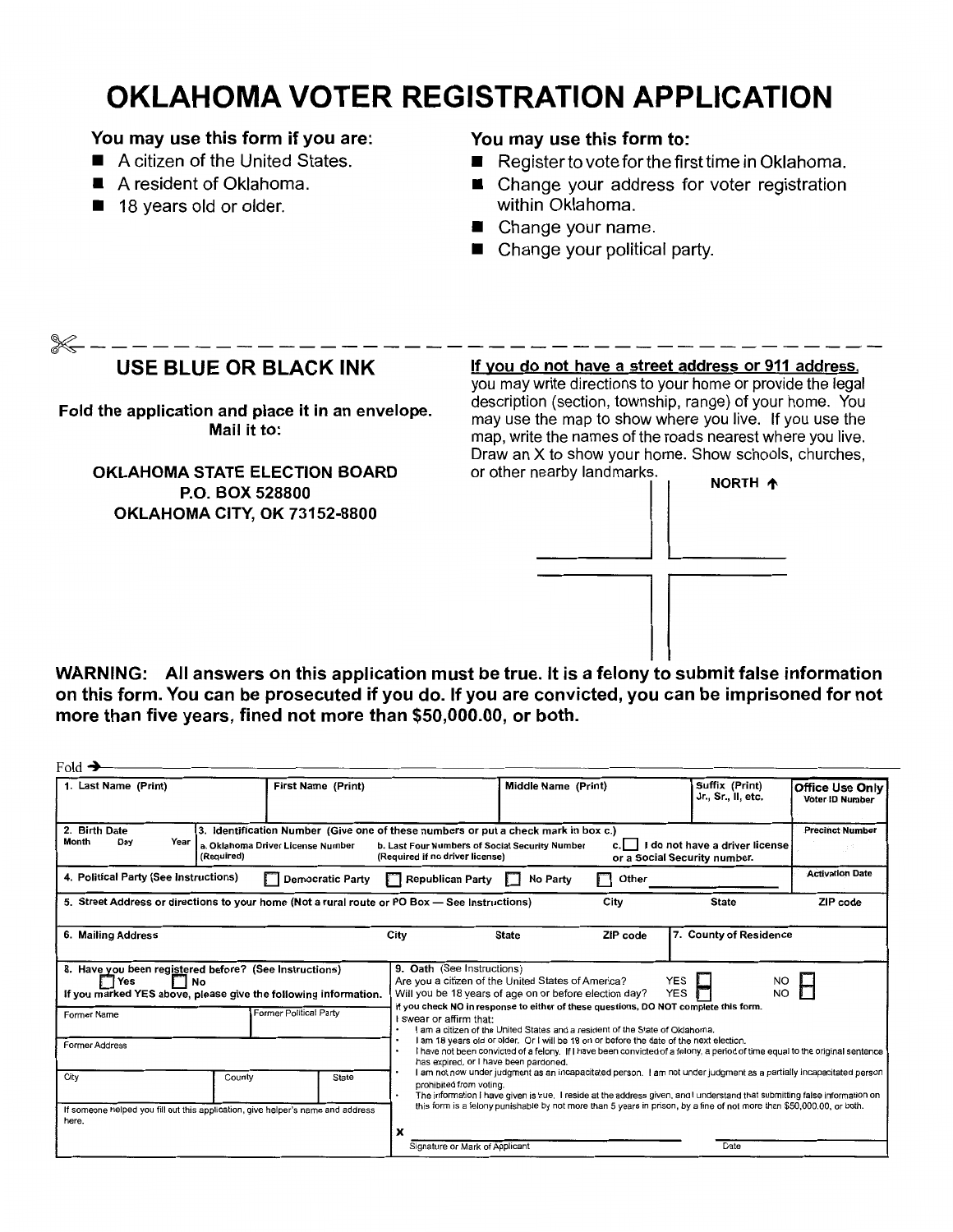# OKLAHOMA VOTER REGISTRATION APPLICATION

**You may use this form if you are:**

- A citizen of the United States.
- A resident of Oklahoma.
- 18 years old or older.

**You may use this form to:**

- Register to vote for the first time in Oklahoma.
- Change your address for voter registration within Oklahoma.
- Change your name.
- Change your political party.

## USE BLUE OR BLACK INK

**Fold the application and place it in an envelope. Mail it to:**

**OKLAHOMA STATE ELECTION BOARD**
**P.O. BOX 528800**
**OKLAHOMA CITY, OK 73152-8800**

**If you do not have a street address or 911 address,** you may write directions to your home or provide the legal description (section, township, range) of your home. You may use the map to show where you live. If you use the map, write the names of the roads nearest where you live. Draw an X to show your home. Show schools, churches, or other nearby landmarks.

NORTH ↑

**WARNING: All answers on this application must be true. It is a felony to submit false information on this form. You can be prosecuted if you do. If you are convicted, you can be imprisoned for not more than five years, fined not more than $50,000.00, or both.**

Fold →

| | | | | | |
|---|---|---|---|---|---|
| 1. Last Name (Print) | First Name (Print) | Middle Name (Print) | | Suffix (Print) Jr., Sr., II, etc. | **Office Use Only** Voter ID Number |
| 2. Birth Date Month Day Year | 3. Identification Number (Give one of these numbers or put a check mark in box c.) a. Oklahoma Driver License Number (Required) | b. Last Four Numbers of Social Security Number (Required if no driver license) | c. ☐ I do not have a driver license or a Social Security number. | | Precinct Number |
| 4. Political Party (See Instructions) | ☐ Democratic Party | ☐ Republican Party | ☐ No Party | ☐ Other ______ | Activation Date |
| 5. Street Address or directions to your home (Not a rural route or PO Box — See Instructions) | | City | | State | ZIP code |
| 6. Mailing Address | City | State | ZIP code | 7. County of Residence | |

**8. Have you been registered before? (See Instructions)**
☐ Yes ☐ No
**If you marked YES above, please give the following information.**

| | | |
|---|---|---|
| Former Name | | Former Political Party |
| Former Address | | |
| City | County | State |

If someone helped you fill out this application, give helper's name and address here.

**9. Oath** (See Instructions)
Are you a citizen of the United States of America? YES ☐ NO ☐
Will you be 18 years of age on or before election day? YES ☐ NO ☐
**If you check NO in response to either of these questions, DO NOT complete this form.**

I swear or affirm that:

- I am a citizen of the United States and a resident of the State of Oklahoma.
- I am 18 years old or older. Or I will be 18 on or before the date of the next election.
- I have not been convicted of a felony. If I have been convicted of a felony, a period of time equal to the original sentence has expired, or I have been pardoned.
- I am not now under judgment as an incapacitated person. I am not under judgment as a partially incapacitated person prohibited from voting.
- The information I have given is true. I reside at the address given, and I understand that submitting false information on this form is a felony punishable by not more than 5 years in prison, by a fine of not more than $50,000.00, or both.

x ______________________________ ______________
Signature or Mark of Applicant Date